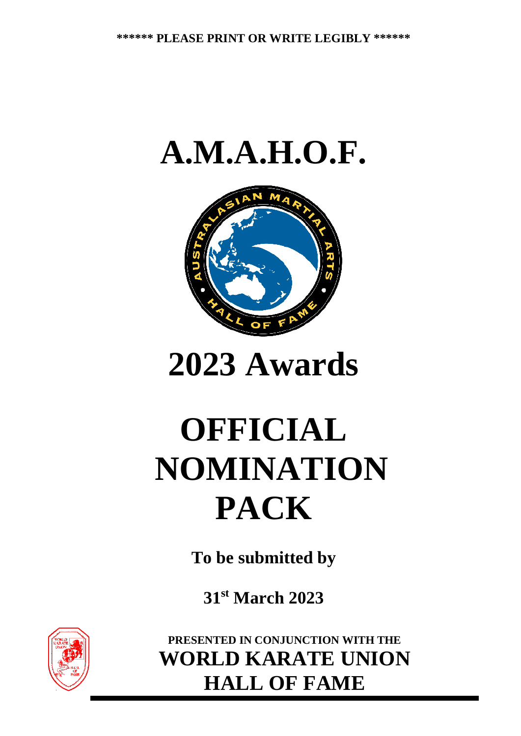**\*\*\*\*\*\* PLEASE PRINT OR WRITE LEGIBLY \*\*\*\*\*\***

# A.M.A.H.O.F.

# 2023 Awards

# OFFICIAL NOMINATION PACK

**To be submitted by**

**31st March 2023**

**PRESENTED IN CONJUNCTION WITH THE**

**WORLD KARATE UNION HALL OF FAME**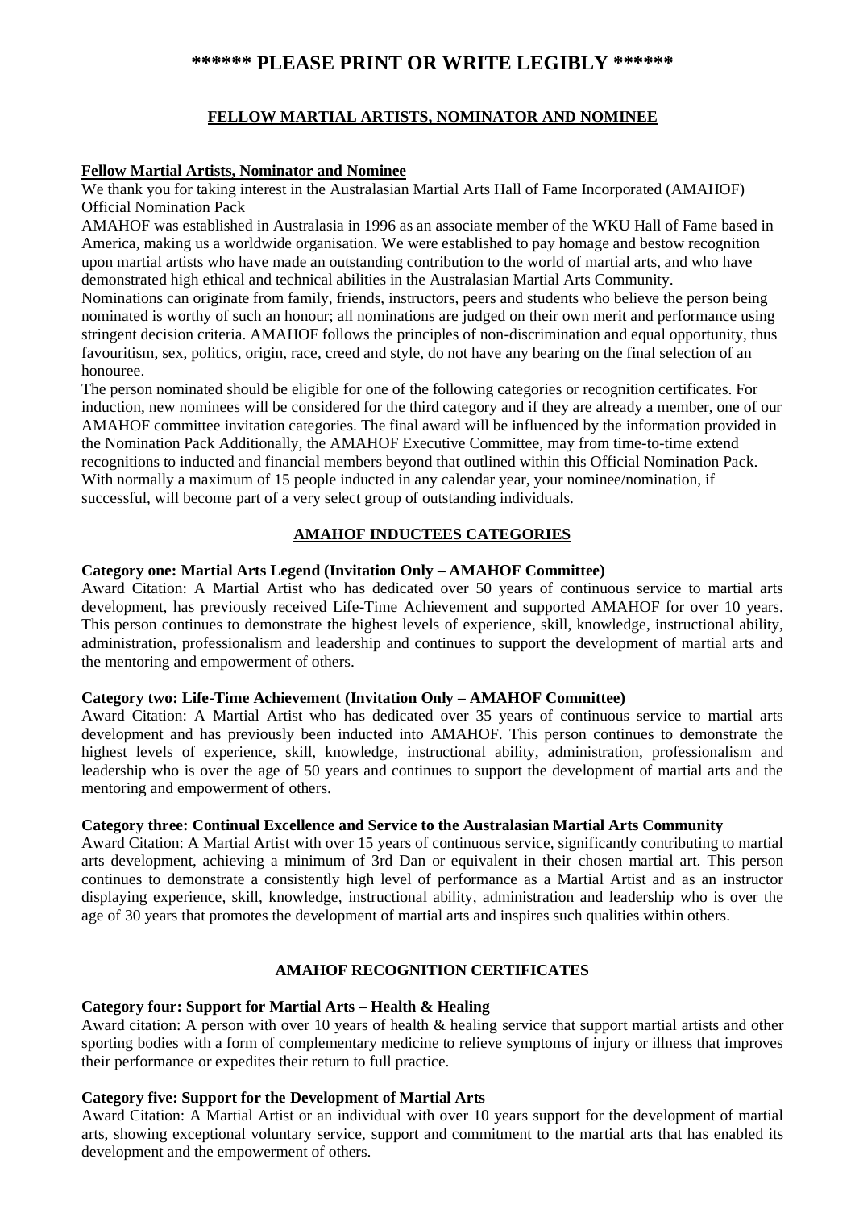# ****** PLEASE PRINT OR WRITE LEGIBLY ******

## FELLOW MARTIAL ARTISTS, NOMINATOR AND NOMINEE

**Fellow Martial Artists, Nominator and Nominee**

We thank you for taking interest in the Australasian Martial Arts Hall of Fame Incorporated (AMAHOF) Official Nomination Pack

AMAHOF was established in Australasia in 1996 as an associate member of the WKU Hall of Fame based in America, making us a worldwide organisation. We were established to pay homage and bestow recognition upon martial artists who have made an outstanding contribution to the world of martial arts, and who have demonstrated high ethical and technical abilities in the Australasian Martial Arts Community.

Nominations can originate from family, friends, instructors, peers and students who believe the person being nominated is worthy of such an honour; all nominations are judged on their own merit and performance using stringent decision criteria. AMAHOF follows the principles of non-discrimination and equal opportunity, thus favouritism, sex, politics, origin, race, creed and style, do not have any bearing on the final selection of an honouree.

The person nominated should be eligible for one of the following categories or recognition certificates. For induction, new nominees will be considered for the third category and if they are already a member, one of our AMAHOF committee invitation categories. The final award will be influenced by the information provided in the Nomination Pack Additionally, the AMAHOF Executive Committee, may from time-to-time extend recognitions to inducted and financial members beyond that outlined within this Official Nomination Pack. With normally a maximum of 15 people inducted in any calendar year, your nominee/nomination, if successful, will become part of a very select group of outstanding individuals.

## AMAHOF INDUCTEES CATEGORIES

**Category one: Martial Arts Legend (Invitation Only – AMAHOF Committee)**

Award Citation: A Martial Artist who has dedicated over 50 years of continuous service to martial arts development, has previously received Life-Time Achievement and supported AMAHOF for over 10 years. This person continues to demonstrate the highest levels of experience, skill, knowledge, instructional ability, administration, professionalism and leadership and continues to support the development of martial arts and the mentoring and empowerment of others.

**Category two: Life-Time Achievement (Invitation Only – AMAHOF Committee)**

Award Citation: A Martial Artist who has dedicated over 35 years of continuous service to martial arts development and has previously been inducted into AMAHOF. This person continues to demonstrate the highest levels of experience, skill, knowledge, instructional ability, administration, professionalism and leadership who is over the age of 50 years and continues to support the development of martial arts and the mentoring and empowerment of others.

**Category three: Continual Excellence and Service to the Australasian Martial Arts Community**

Award Citation: A Martial Artist with over 15 years of continuous service, significantly contributing to martial arts development, achieving a minimum of 3rd Dan or equivalent in their chosen martial art. This person continues to demonstrate a consistently high level of performance as a Martial Artist and as an instructor displaying experience, skill, knowledge, instructional ability, administration and leadership who is over the age of 30 years that promotes the development of martial arts and inspires such qualities within others.

## AMAHOF RECOGNITION CERTIFICATES

**Category four: Support for Martial Arts – Health & Healing**

Award citation: A person with over 10 years of health & healing service that support martial artists and other sporting bodies with a form of complementary medicine to relieve symptoms of injury or illness that improves their performance or expedites their return to full practice.

**Category five: Support for the Development of Martial Arts**

Award Citation: A Martial Artist or an individual with over 10 years support for the development of martial arts, showing exceptional voluntary service, support and commitment to the martial arts that has enabled its development and the empowerment of others.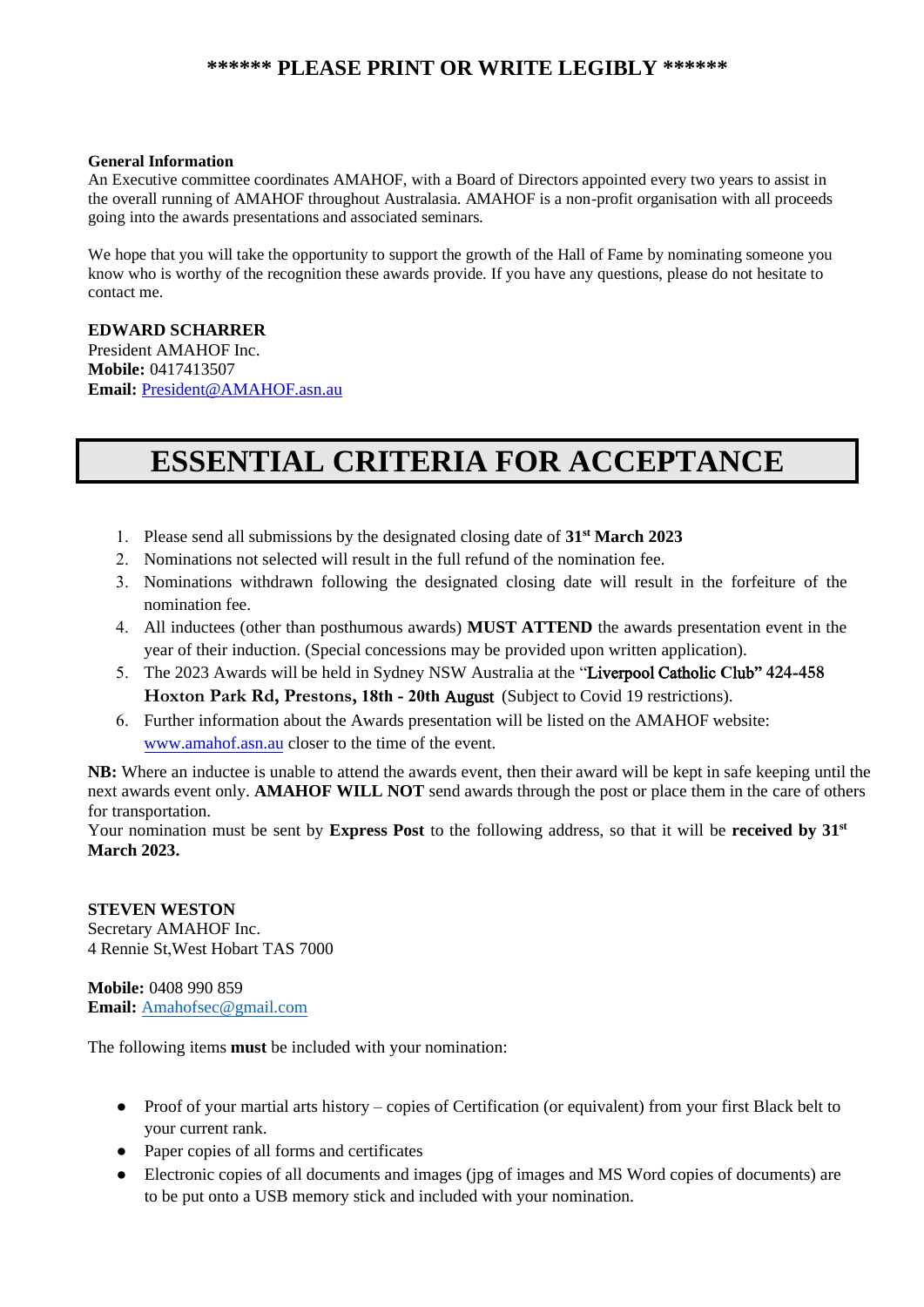**\*\*\*\*\*\* PLEASE PRINT OR WRITE LEGIBLY \*\*\*\*\*\***

**General Information**
An Executive committee coordinates AMAHOF, with a Board of Directors appointed every two years to assist in the overall running of AMAHOF throughout Australasia. AMAHOF is a non-profit organisation with all proceeds going into the awards presentations and associated seminars.

We hope that you will take the opportunity to support the growth of the Hall of Fame by nominating someone you know who is worthy of the recognition these awards provide. If you have any questions, please do not hesitate to contact me.

**EDWARD SCHARRER**
President AMAHOF Inc.
**Mobile:** 0417413507
**Email:** President@AMAHOF.asn.au

# ESSENTIAL CRITERIA FOR ACCEPTANCE

1. Please send all submissions by the designated closing date of **31st March 2023**
2. Nominations not selected will result in the full refund of the nomination fee.
3. Nominations withdrawn following the designated closing date will result in the forfeiture of the nomination fee.
4. All inductees (other than posthumous awards) **MUST ATTEND** the awards presentation event in the year of their induction. (Special concessions may be provided upon written application).
5. The 2023 Awards will be held in Sydney NSW Australia at the "**Liverpool Catholic Club" 424-458 Hoxton Park Rd, Prestons, 18th - 20th August** (Subject to Covid 19 restrictions).
6. Further information about the Awards presentation will be listed on the AMAHOF website: www.amahof.asn.au closer to the time of the event.

**NB:** Where an inductee is unable to attend the awards event, then their award will be kept in safe keeping until the next awards event only. **AMAHOF WILL NOT** send awards through the post or place them in the care of others for transportation.
Your nomination must be sent by **Express Post** to the following address, so that it will be **received by 31st March 2023.**

**STEVEN WESTON**
Secretary AMAHOF Inc.
4 Rennie St,West Hobart TAS 7000

**Mobile:** 0408 990 859
**Email:** Amahofsec@gmail.com

The following items **must** be included with your nomination:

- Proof of your martial arts history – copies of Certification (or equivalent) from your first Black belt to your current rank.
- Paper copies of all forms and certificates
- Electronic copies of all documents and images (jpg of images and MS Word copies of documents) are to be put onto a USB memory stick and included with your nomination.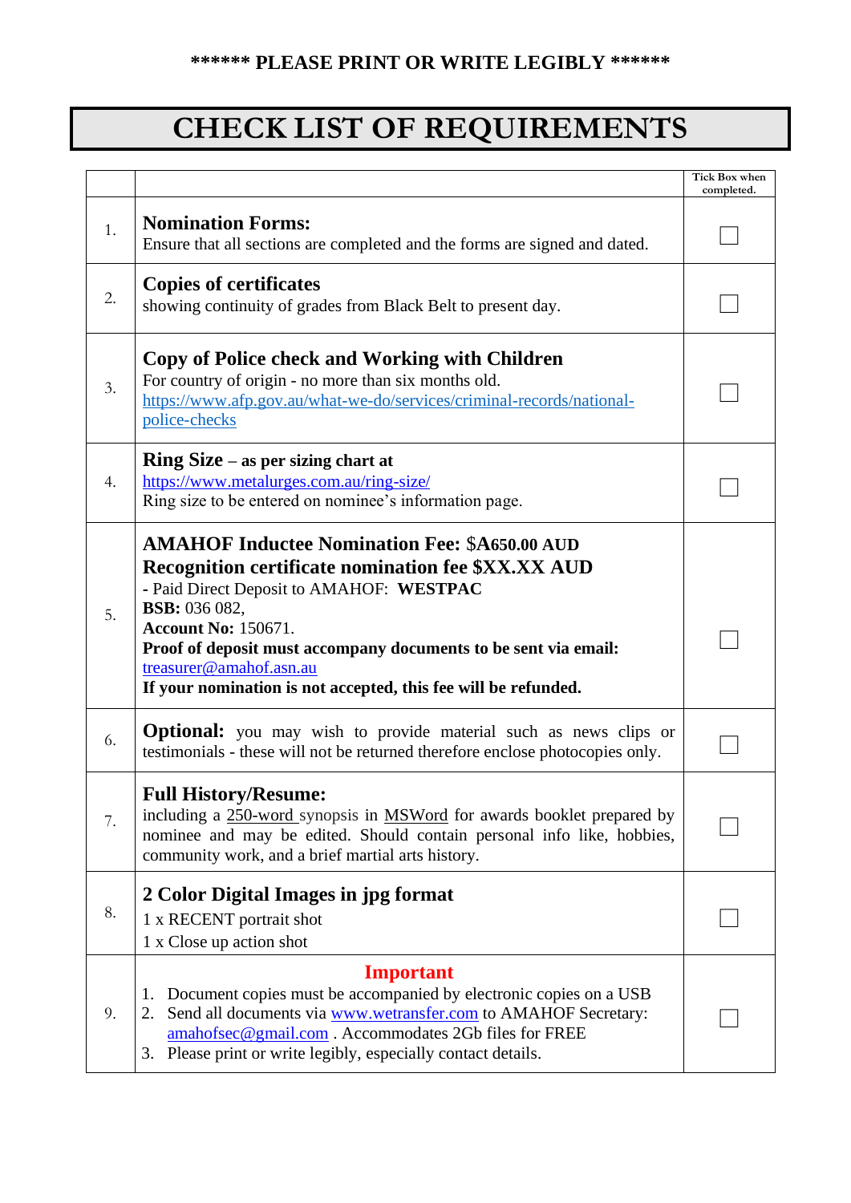**\*\*\*\*\*\* PLEASE PRINT OR WRITE LEGIBLY \*\*\*\*\*\***

# CHECK LIST OF REQUIREMENTS

| | | Tick Box when completed. |
|---|---|---|
| 1. | **Nomination Forms:** Ensure that all sections are completed and the forms are signed and dated. | ☐ |
| 2. | **Copies of certificates** showing continuity of grades from Black Belt to present day. | ☐ |
| 3. | **Copy of Police check and Working with Children** For country of origin - no more than six months old. https://www.afp.gov.au/what-we-do/services/criminal-records/national-police-checks | ☐ |
| 4. | **Ring Size – as per sizing chart at** https://www.metalurges.com.au/ring-size/ Ring size to be entered on nominee's information page. | ☐ |
| 5. | **AMAHOF Inductee Nomination Fee: $A650.00 AUD** **Recognition certificate nomination fee $XX.XX AUD** - Paid Direct Deposit to AMAHOF: **WESTPAC** **BSB:** 036 082, **Account No:** 150671. **Proof of deposit must accompany documents to be sent via email:** treasurer@amahof.asn.au **If your nomination is not accepted, this fee will be refunded.** | ☐ |
| 6. | **Optional:** you may wish to provide material such as news clips or testimonials - these will not be returned therefore enclose photocopies only. | ☐ |
| 7. | **Full History/Resume:** including a 250-word synopsis in MSWord for awards booklet prepared by nominee and may be edited. Should contain personal info like, hobbies, community work, and a brief martial arts history. | ☐ |
| 8. | **2 Color Digital Images in jpg format** 1 x RECENT portrait shot 1 x Close up action shot | ☐ |
| 9. | **Important** 1. Document copies must be accompanied by electronic copies on a USB 2. Send all documents via www.wetransfer.com to AMAHOF Secretary: amahofsec@gmail.com . Accommodates 2Gb files for FREE 3. Please print or write legibly, especially contact details. | ☐ |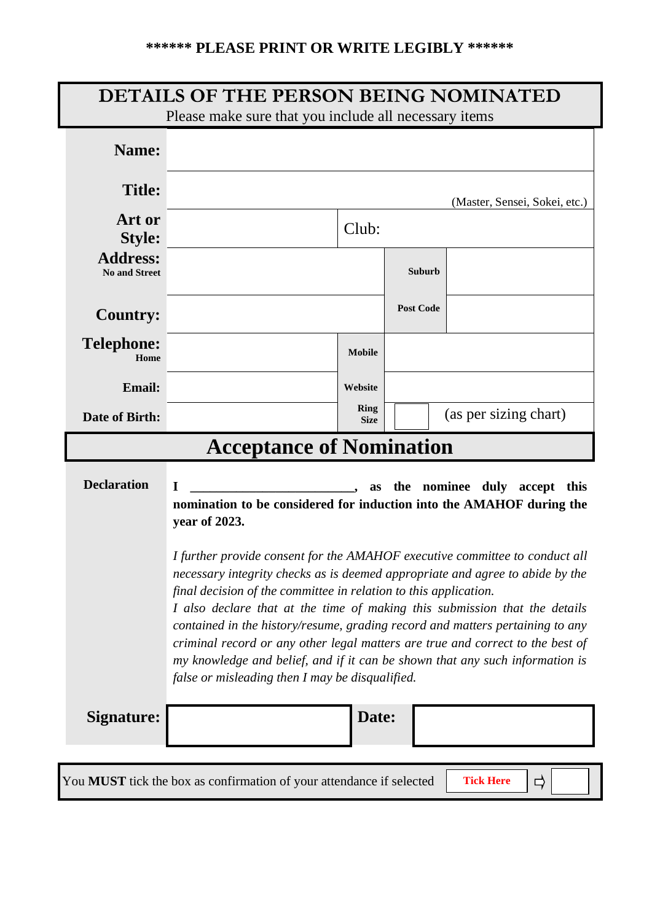**\*\*\*\*\*\* PLEASE PRINT OR WRITE LEGIBLY \*\*\*\*\*\***

## DETAILS OF THE PERSON BEING NOMINATED

Please make sure that you include all necessary items

| | | | |
|---|---|---|---|
| **Name:** | | | |
| **Title:** | | | (Master, Sensei, Sokei, etc.) |
| **Art or Style:** | | Club: | |
| **Address:** No and Street | | **Suburb** | |
| **Country:** | | **Post Code** | |
| **Telephone:** Home | | **Mobile** | |
| **Email:** | | **Website** | |
| **Date of Birth:** | | **Ring Size** | (as per sizing chart) |

## Acceptance of Nomination

**Declaration**

**I \_\_\_\_\_\_\_\_\_\_\_\_\_\_\_\_\_\_\_\_\_\_\_\_\_, as the nominee duly accept this nomination to be considered for induction into the AMAHOF during the year of 2023.**

*I further provide consent for the AMAHOF executive committee to conduct all necessary integrity checks as is deemed appropriate and agree to abide by the final decision of the committee in relation to this application.*
*I also declare that at the time of making this submission that the details contained in the history/resume, grading record and matters pertaining to any criminal record or any other legal matters are true and correct to the best of my knowledge and belief, and if it can be shown that any such information is false or misleading then I may be disqualified.*

| **Signature:** | | **Date:** | |
|---|---|---|---|

You **MUST** tick the box as confirmation of your attendance if selected **Tick Here** ⇨ ☐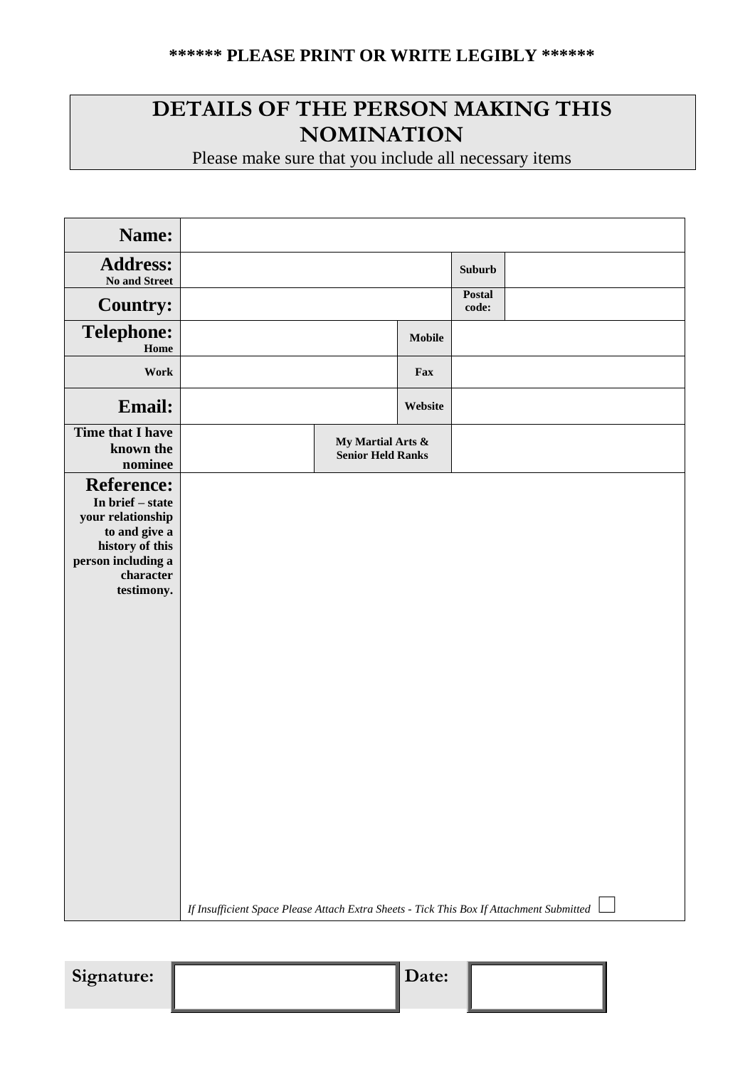**\*\*\*\*\*\* PLEASE PRINT OR WRITE LEGIBLY \*\*\*\*\*\***

## DETAILS OF THE PERSON MAKING THIS NOMINATION

Please make sure that you include all necessary items

| | | | | |
|---|---|---|---|---|
| **Name:** | | | | |
| **Address:** No and Street | | | **Suburb** | |
| **Country:** | | | **Postal code:** | |
| **Telephone:** Home | | **Mobile** | | |
| **Work** | | **Fax** | | |
| **Email:** | | **Website** | | |
| **Time that I have known the nominee** | | **My Martial Arts & Senior Held Ranks** | | |
| **Reference:** In brief – state your relationship to and give a history of this person including a character testimony. | *If Insufficient Space Please Attach Extra Sheets - Tick This Box If Attachment Submitted* ☐ | | | |

| | | | |
|---|---|---|---|
| **Signature:** | | **Date:** | |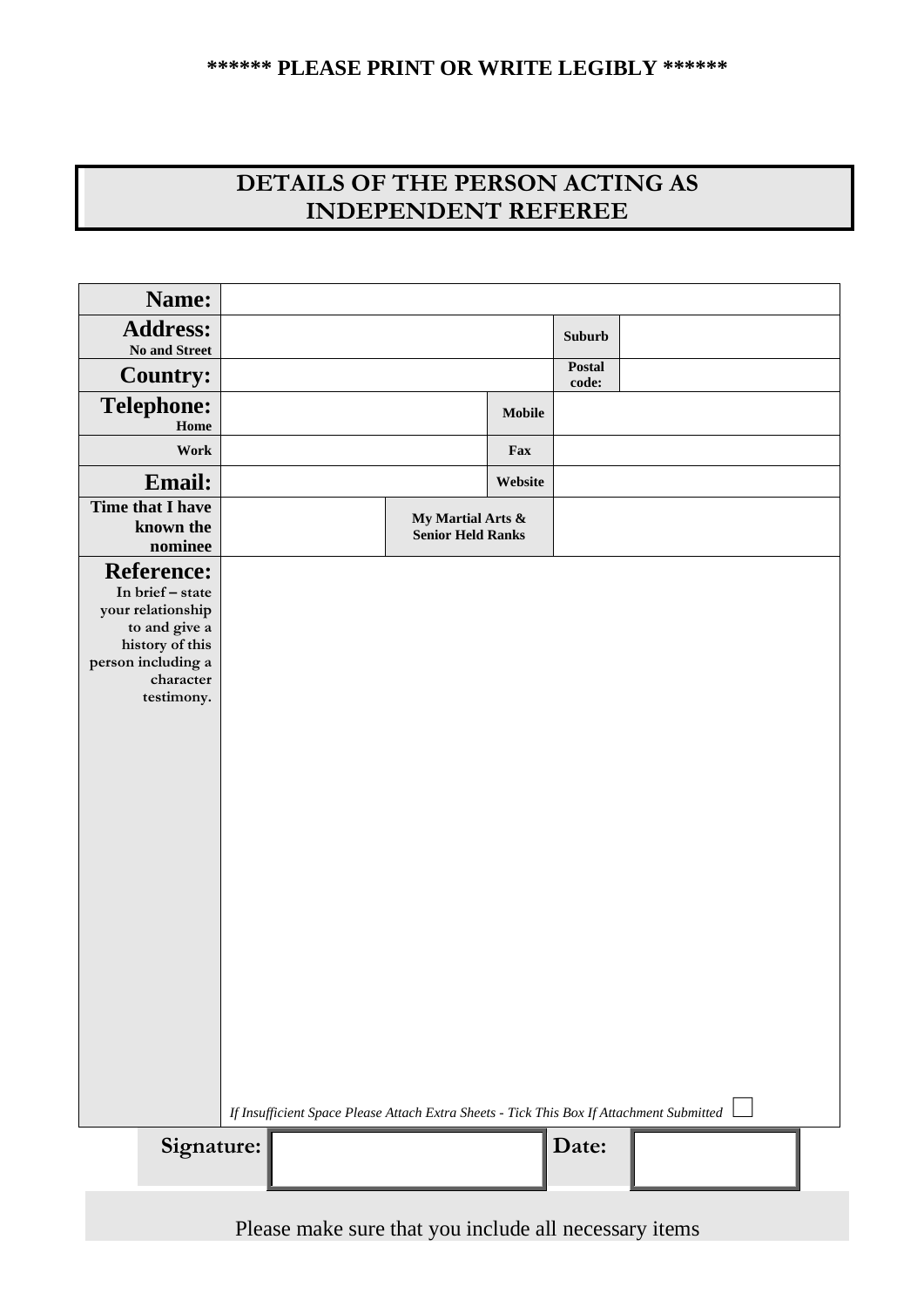****** PLEASE PRINT OR WRITE LEGIBLY ******

## DETAILS OF THE PERSON ACTING AS INDEPENDENT REFEREE

| | | | | |
|---|---|---|---|---|
| **Name:** | | | | |
| **Address:** No and Street | | | **Suburb** | |
| **Country:** | | | **Postal code:** | |
| **Telephone:** Home | | | **Mobile** | |
| **Work** | | | **Fax** | |
| **Email:** | | | **Website** | |
| **Time that I have known the nominee** | | **My Martial Arts & Senior Held Ranks** | | |
| **Reference:** In brief – state your relationship to and give a history of this person including a character testimony. | *If Insufficient Space Please Attach Extra Sheets - Tick This Box If Attachment Submitted* ☐ | | | |

| | | | |
|---|---|---|---|
| **Signature:** | | **Date:** | |

Please make sure that you include all necessary items